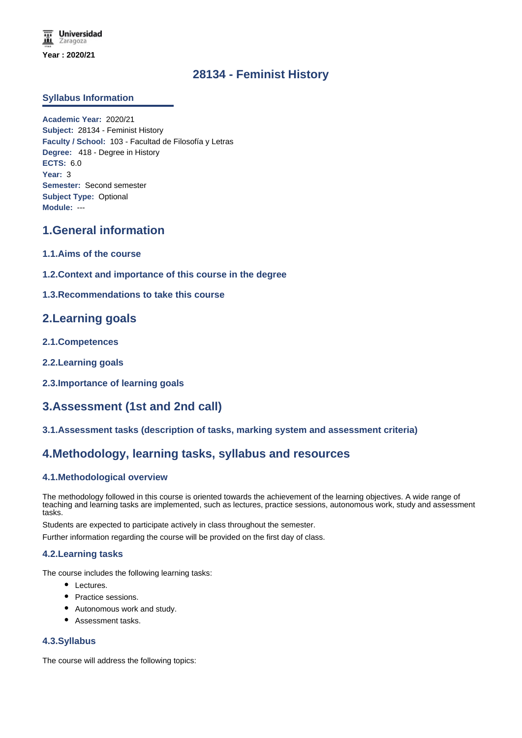Universidad Zaragoza

**Year : 2020/21**

# 28134 - Feminist History

## Syllabus Information

**Academic Year:** 2020/21
**Subject:** 28134 - Feminist History
**Faculty / School:** 103 - Facultad de Filosofía y Letras
**Degree:** 418 - Degree in History
**ECTS:** 6.0
**Year:** 3
**Semester:** Second semester
**Subject Type:** Optional
**Module:** ---

## 1.General information

### 1.1.Aims of the course

### 1.2.Context and importance of this course in the degree

### 1.3.Recommendations to take this course

## 2.Learning goals

### 2.1.Competences

### 2.2.Learning goals

### 2.3.Importance of learning goals

## 3.Assessment (1st and 2nd call)

### 3.1.Assessment tasks (description of tasks, marking system and assessment criteria)

## 4.Methodology, learning tasks, syllabus and resources

### 4.1.Methodological overview

The methodology followed in this course is oriented towards the achievement of the learning objectives. A wide range of teaching and learning tasks are implemented, such as lectures, practice sessions, autonomous work, study and assessment tasks.

Students are expected to participate actively in class throughout the semester.

Further information regarding the course will be provided on the first day of class.

### 4.2.Learning tasks

The course includes the following learning tasks:

- Lectures.
- Practice sessions.
- Autonomous work and study.
- Assessment tasks.

### 4.3.Syllabus

The course will address the following topics: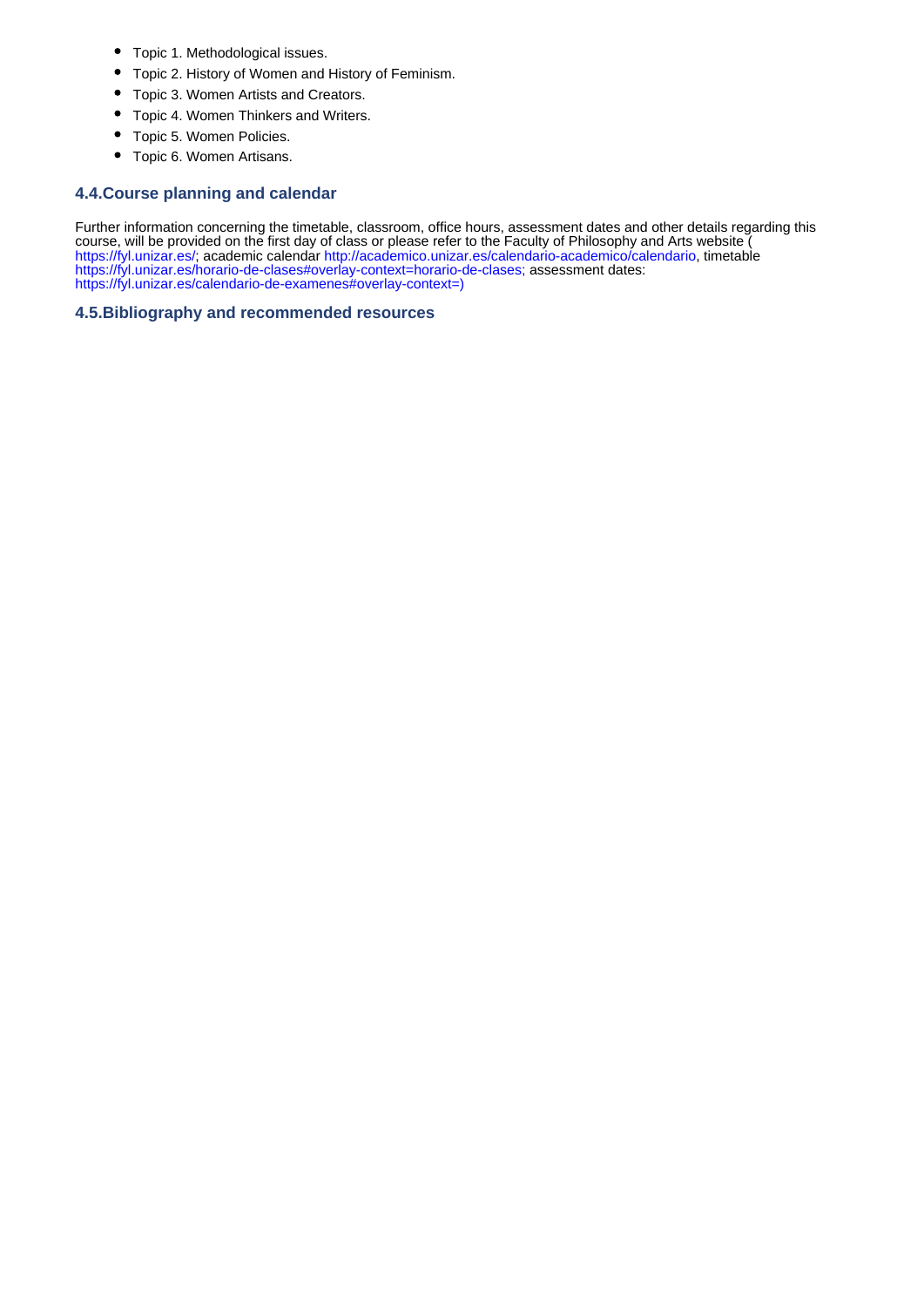- Topic 1. Methodological issues.
- Topic 2. History of Women and History of Feminism.
- Topic 3. Women Artists and Creators.
- Topic 4. Women Thinkers and Writers.
- Topic 5. Women Policies.
- Topic 6. Women Artisans.

### 4.4.Course planning and calendar

Further information concerning the timetable, classroom, office hours, assessment dates and other details regarding this course, will be provided on the first day of class or please refer to the Faculty of Philosophy and Arts website ( https://fyl.unizar.es/; academic calendar http://academico.unizar.es/calendario-academico/calendario, timetable https://fyl.unizar.es/horario-de-clases#overlay-context=horario-de-clases; assessment dates: https://fyl.unizar.es/calendario-de-examenes#overlay-context=)

### 4.5.Bibliography and recommended resources